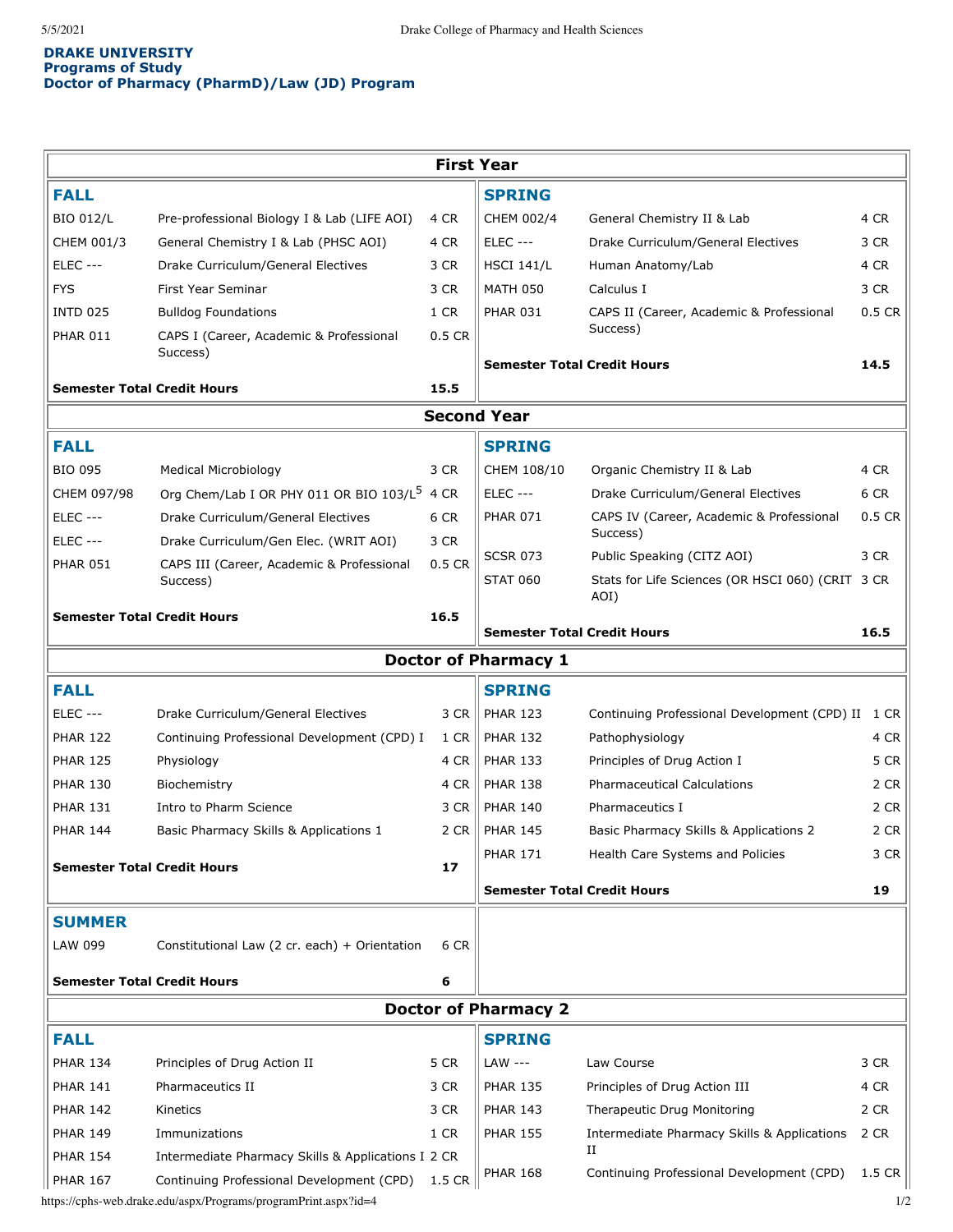**DRAKE UNIVERSITY**
**Programs of Study**
**Doctor of Pharmacy (PharmD)/Law (JD) Program**

## First Year

### FALL

| Course | Title | Credits |
|---|---|---|
| BIO 012/L | Pre-professional Biology I & Lab (LIFE AOI) | 4 CR |
| CHEM 001/3 | General Chemistry I & Lab (PHSC AOI) | 4 CR |
| ELEC --- | Drake Curriculum/General Electives | 3 CR |
| FYS | First Year Seminar | 3 CR |
| INTD 025 | Bulldog Foundations | 1 CR |
| PHAR 011 | CAPS I (Career, Academic & Professional Success) | 0.5 CR |
| **Semester Total Credit Hours** | | **15.5** |

### SPRING

| Course | Title | Credits |
|---|---|---|
| CHEM 002/4 | General Chemistry II & Lab | 4 CR |
| ELEC --- | Drake Curriculum/General Electives | 3 CR |
| HSCI 141/L | Human Anatomy/Lab | 4 CR |
| MATH 050 | Calculus I | 3 CR |
| PHAR 031 | CAPS II (Career, Academic & Professional Success) | 0.5 CR |
| **Semester Total Credit Hours** | | **14.5** |

## Second Year

### FALL

| Course | Title | Credits |
|---|---|---|
| BIO 095 | Medical Microbiology | 3 CR |
| CHEM 097/98 | Org Chem/Lab I OR PHY 011 OR BIO 103/L[5] | 4 CR |
| ELEC --- | Drake Curriculum/General Electives | 6 CR |
| ELEC --- | Drake Curriculum/Gen Elec. (WRIT AOI) | 3 CR |
| PHAR 051 | CAPS III (Career, Academic & Professional Success) | 0.5 CR |
| **Semester Total Credit Hours** | | **16.5** |

### SPRING

| Course | Title | Credits |
|---|---|---|
| CHEM 108/10 | Organic Chemistry II & Lab | 4 CR |
| ELEC --- | Drake Curriculum/General Electives | 6 CR |
| PHAR 071 | CAPS IV (Career, Academic & Professional Success) | 0.5 CR |
| SCSR 073 | Public Speaking (CITZ AOI) | 3 CR |
| STAT 060 | Stats for Life Sciences (OR HSCI 060) (CRIT AOI) | 3 CR |
| **Semester Total Credit Hours** | | **16.5** |

## Doctor of Pharmacy 1

### FALL

| Course | Title | Credits |
|---|---|---|
| ELEC --- | Drake Curriculum/General Electives | 3 CR |
| PHAR 122 | Continuing Professional Development (CPD) I | 1 CR |
| PHAR 125 | Physiology | 4 CR |
| PHAR 130 | Biochemistry | 4 CR |
| PHAR 131 | Intro to Pharm Science | 3 CR |
| PHAR 144 | Basic Pharmacy Skills & Applications 1 | 2 CR |
| **Semester Total Credit Hours** | | **17** |

### SPRING

| Course | Title | Credits |
|---|---|---|
| PHAR 123 | Continuing Professional Development (CPD) II | 1 CR |
| PHAR 132 | Pathophysiology | 4 CR |
| PHAR 133 | Principles of Drug Action I | 5 CR |
| PHAR 138 | Pharmaceutical Calculations | 2 CR |
| PHAR 140 | Pharmaceutics I | 2 CR |
| PHAR 145 | Basic Pharmacy Skills & Applications 2 | 2 CR |
| PHAR 171 | Health Care Systems and Policies | 3 CR |
| **Semester Total Credit Hours** | | **19** |

### SUMMER

| Course | Title | Credits |
|---|---|---|
| LAW 099 | Constitutional Law (2 cr. each) + Orientation | 6 CR |
| **Semester Total Credit Hours** | | **6** |

## Doctor of Pharmacy 2

### FALL

| Course | Title | Credits |
|---|---|---|
| PHAR 134 | Principles of Drug Action II | 5 CR |
| PHAR 141 | Pharmaceutics II | 3 CR |
| PHAR 142 | Kinetics | 3 CR |
| PHAR 149 | Immunizations | 1 CR |
| PHAR 154 | Intermediate Pharmacy Skills & Applications I | 2 CR |
| PHAR 167 | Continuing Professional Development (CPD) | 1.5 CR |

### SPRING

| Course | Title | Credits |
|---|---|---|
| LAW --- | Law Course | 3 CR |
| PHAR 135 | Principles of Drug Action III | 4 CR |
| PHAR 143 | Therapeutic Drug Monitoring | 2 CR |
| PHAR 155 | Intermediate Pharmacy Skills & Applications II | 2 CR |
| PHAR 168 | Continuing Professional Development (CPD) | 1.5 CR |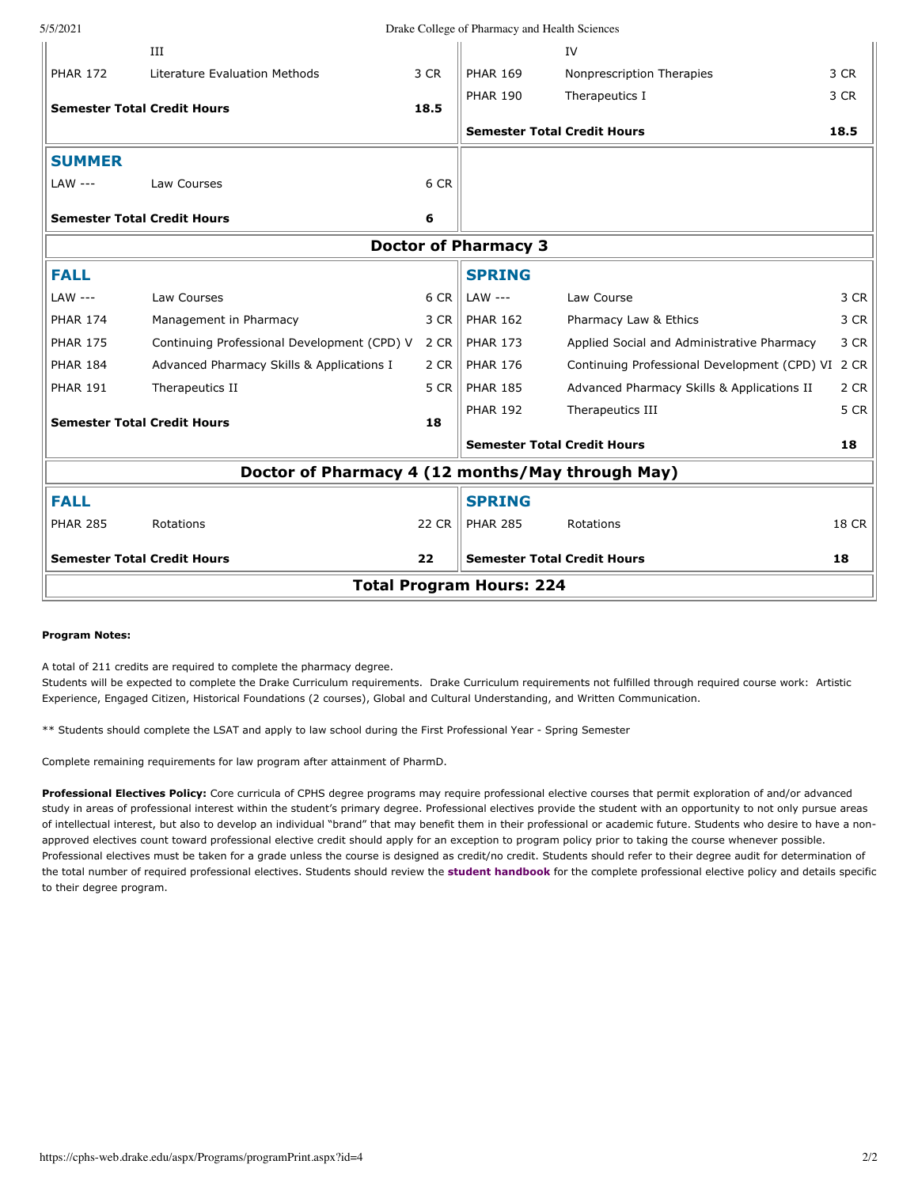| | | | | | |
|---|---|---|---|---|---|
| | III | | | IV | |
| PHAR 172 | Literature Evaluation Methods | 3 CR | PHAR 169 | Nonprescription Therapies | 3 CR |
| | | | PHAR 190 | Therapeutics I | 3 CR |
| **Semester Total Credit Hours** | | **18.5** | **Semester Total Credit Hours** | | **18.5** |
| **SUMMER** | | | | | |
| LAW --- | Law Courses | 6 CR | | | |
| **Semester Total Credit Hours** | | **6** | | | |
| **Doctor of Pharmacy 3** | | | | | |
| **FALL** | | | **SPRING** | | |
| LAW --- | Law Courses | 6 CR | LAW --- | Law Course | 3 CR |
| PHAR 174 | Management in Pharmacy | 3 CR | PHAR 162 | Pharmacy Law & Ethics | 3 CR |
| PHAR 175 | Continuing Professional Development (CPD) V | 2 CR | PHAR 173 | Applied Social and Administrative Pharmacy | 3 CR |
| PHAR 184 | Advanced Pharmacy Skills & Applications I | 2 CR | PHAR 176 | Continuing Professional Development (CPD) VI | 2 CR |
| PHAR 191 | Therapeutics II | 5 CR | PHAR 185 | Advanced Pharmacy Skills & Applications II | 2 CR |
| | | | PHAR 192 | Therapeutics III | 5 CR |
| **Semester Total Credit Hours** | | **18** | **Semester Total Credit Hours** | | **18** |
| **Doctor of Pharmacy 4 (12 months/May through May)** | | | | | |
| **FALL** | | | **SPRING** | | |
| PHAR 285 | Rotations | 22 CR | PHAR 285 | Rotations | 18 CR |
| **Semester Total Credit Hours** | | **22** | **Semester Total Credit Hours** | | **18** |
| **Total Program Hours: 224** | | | | | |

**Program Notes:**

A total of 211 credits are required to complete the pharmacy degree.
Students will be expected to complete the Drake Curriculum requirements. Drake Curriculum requirements not fulfilled through required course work: Artistic Experience, Engaged Citizen, Historical Foundations (2 courses), Global and Cultural Understanding, and Written Communication.

** Students should complete the LSAT and apply to law school during the First Professional Year - Spring Semester

Complete remaining requirements for law program after attainment of PharmD.

**Professional Electives Policy:** Core curricula of CPHS degree programs may require professional elective courses that permit exploration of and/or advanced study in areas of professional interest within the student's primary degree. Professional electives provide the student with an opportunity to not only pursue areas of intellectual interest, but also to develop an individual "brand" that may benefit them in their professional or academic future. Students who desire to have a non-approved electives count toward professional elective credit should apply for an exception to program policy prior to taking the course whenever possible. Professional electives must be taken for a grade unless the course is designed as credit/no credit. Students should refer to their degree audit for determination of the total number of required professional electives. Students should review the **student handbook** for the complete professional elective policy and details specific to their degree program.